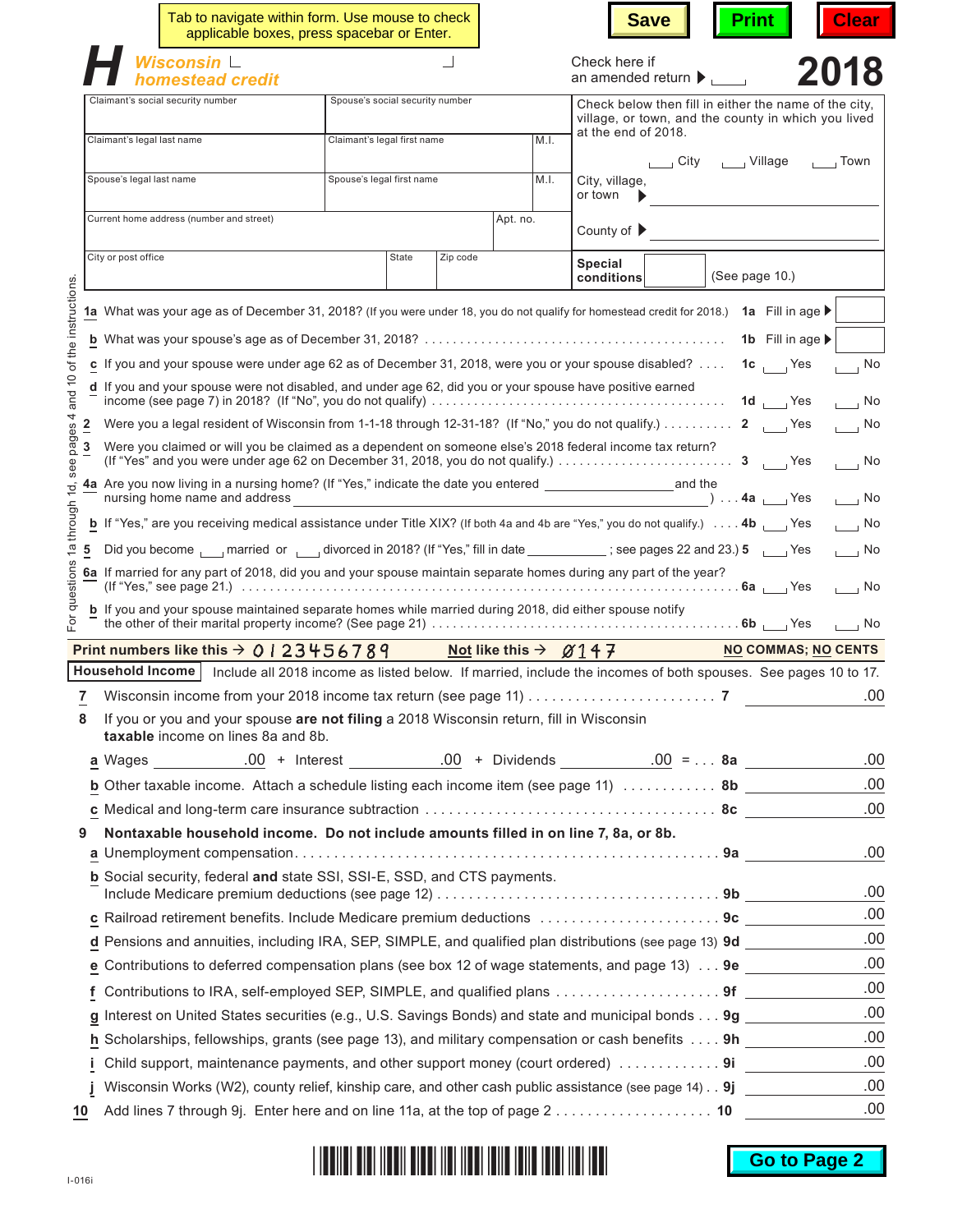Tab to navigate within form. Use mouse to check applicable boxes, press spacebar or Enter.

Save | Print | Clear

# H Wisconsin homestead credit

Check here if an amended return ▶ ___

**2018**

| Claimant's social security number | Spouse's social security number | |
|---|---|---|
| Claimant's legal last name | Claimant's legal first name | M.I. |
| Spouse's legal last name | Spouse's legal first name | M.I. |
| Current home address (number and street) | | Apt. no. |
| City or post office | State | Zip code |

Check below then fill in either the name of the city, village, or town, and the county in which you lived at the end of 2018.

___ City ___ Village ___ Town

City, village, or town ▶ ______

County of ▶ ______

**Special conditions** ______ (See page 10.)

*For questions 1a through 1d, see pages 4 and 10 of the instructions.*

**1a** What was your age as of December 31, 2018? (If you were under 18, you do not qualify for homestead credit for 2018.) **1a** Fill in age ▶ ___

**b** What was your spouse's age as of December 31, 2018? . . . . . **1b** Fill in age ▶ ___

**c** If you and your spouse were under age 62 as of December 31, 2018, were you or your spouse disabled? . . . . **1c** ___ Yes ___ No

**d** If you and your spouse were not disabled, and under age 62, did you or your spouse have positive earned income (see page 7) in 2018? (If "No", you do not qualify) . . . . . **1d** ___ Yes ___ No

**2** Were you a legal resident of Wisconsin from 1-1-18 through 12-31-18? (If "No," you do not qualify.) . . . . . **2** ___ Yes ___ No

**3** Were you claimed or will you be claimed as a dependent on someone else's 2018 federal income tax return? (If "Yes" and you were under age 62 on December 31, 2018, you do not qualify.) . . . . . **3** ___ Yes ___ No

**4a** Are you now living in a nursing home? (If "Yes," indicate the date you entered ______ and the nursing home name and address ______ ) . . . **4a** ___ Yes ___ No

**b** If "Yes," are you receiving medical assistance under Title XIX? (If both 4a and 4b are "Yes," you do not qualify.) . . . . **4b** ___ Yes ___ No

**5** Did you become ___ married or ___ divorced in 2018? (If "Yes," fill in date ______ ; see pages 22 and 23.) **5** ___ Yes ___ No

**6a** If married for any part of 2018, did you and your spouse maintain separate homes during any part of the year? (If "Yes," see page 21.) . . . . . **6a** ___ Yes ___ No

**b** If you and your spouse maintained separate homes while married during 2018, did either spouse notify the other of their marital property income? (See page 21) . . . . . **6b** ___ Yes ___ No

**Print numbers like this → 0123456789** **Not like this → Ø147** **NO COMMAS; NO CENTS**

**Household Income** Include all 2018 income as listed below. If married, include the incomes of both spouses. See pages 10 to 17.

**7** Wisconsin income from your 2018 income tax return (see page 11) . . . . . **7** ______ .00

**8** If you or you and your spouse **are not filing** a 2018 Wisconsin return, fill in Wisconsin **taxable** income on lines 8a and 8b.

**a** Wages ______ .00 + Interest ______ .00 + Dividends ______ .00 = . . . **8a** ______ .00

**b** Other taxable income. Attach a schedule listing each income item (see page 11) . . . . . **8b** ______ .00

**c** Medical and long-term care insurance subtraction . . . . . **8c** ______ .00

**9** **Nontaxable household income. Do not include amounts filled in on line 7, 8a, or 8b.**

**a** Unemployment compensation. . . . . **9a** ______ .00

**b** Social security, federal **and** state SSI, SSI-E, SSD, and CTS payments. Include Medicare premium deductions (see page 12) . . . . . **9b** ______ .00

**c** Railroad retirement benefits. Include Medicare premium deductions . . . . . **9c** ______ .00

**d** Pensions and annuities, including IRA, SEP, SIMPLE, and qualified plan distributions (see page 13) **9d** ______ .00

**e** Contributions to deferred compensation plans (see box 12 of wage statements, and page 13) . . . **9e** ______ .00

**f** Contributions to IRA, self-employed SEP, SIMPLE, and qualified plans . . . . . **9f** ______ .00

**g** Interest on United States securities (e.g., U.S. Savings Bonds) and state and municipal bonds . . . **9g** ______ .00

**h** Scholarships, fellowships, grants (see page 13), and military compensation or cash benefits . . . . **9h** ______ .00

**i** Child support, maintenance payments, and other support money (court ordered) . . . . . **9i** ______ .00

**j** Wisconsin Works (W2), county relief, kinship care, and other cash public assistance (see page 14) . . **9j** ______ .00

**10** Add lines 7 through 9j. Enter here and on line 11a, at the top of page 2 . . . . . **10** ______ .00

I-016i

Go to Page 2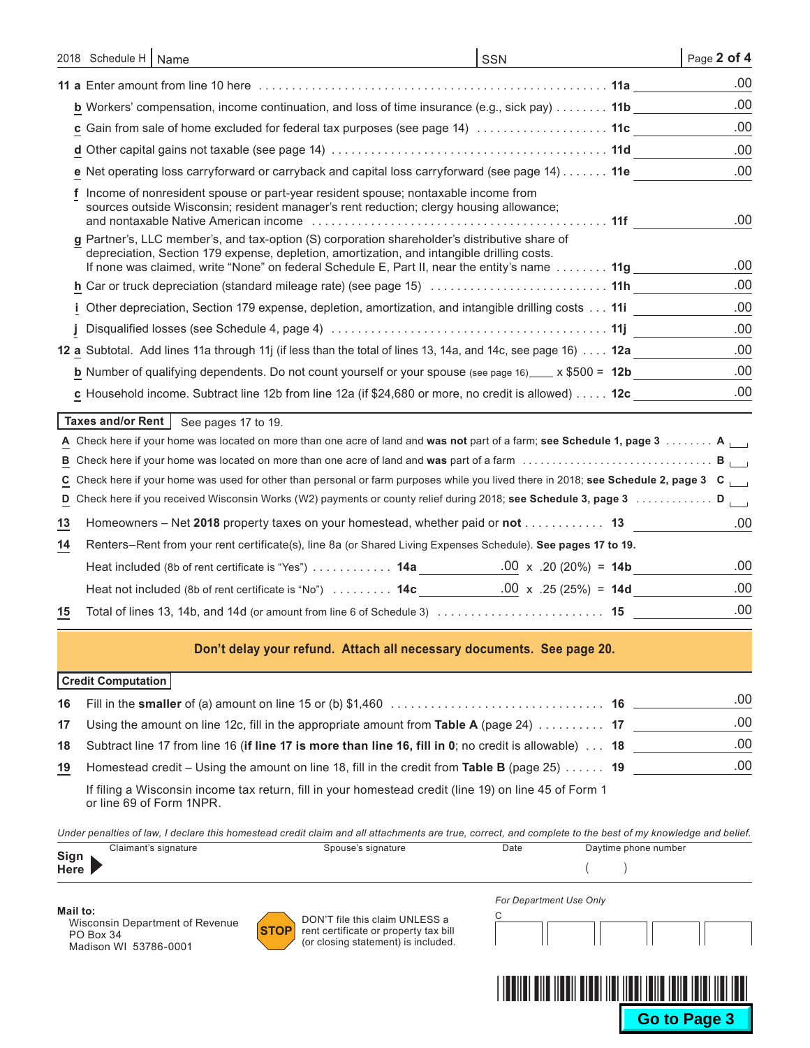2018 Schedule H | Name | SSN

**11 a** Enter amount from line 10 here . . . . . . . . . . . . . . . . . . . . . . . . . . . . . . . . . . . . . . . . . . . . . . . . **11a** .00

**b** Workers' compensation, income continuation, and loss of time insurance (e.g., sick pay) . . . . . . . . **11b** .00

**c** Gain from sale of home excluded for federal tax purposes (see page 14) . . . . . . . . . . . . . . . . . . . . **11c** .00

**d** Other capital gains not taxable (see page 14) . . . . . . . . . . . . . . . . . . . . . . . . . . . . . . . . . . . . . . . . . **11d** .00

**e** Net operating loss carryforward or carryback and capital loss carryforward (see page 14) . . . . . . . **11e** .00

**f** Income of nonresident spouse or part-year resident spouse; nontaxable income from sources outside Wisconsin; resident manager's rent reduction; clergy housing allowance; and nontaxable Native American income . . . . . . . . . . . . . . . . . . . . . . . . . . . . . . . . . . . . . . . . . . . . . **11f** .00

**g** Partner's, LLC member's, and tax-option (S) corporation shareholder's distributive share of depreciation, Section 179 expense, depletion, amortization, and intangible drilling costs. If none was claimed, write "None" on federal Schedule E, Part II, near the entity's name . . . . . . . . **11g** .00

**h** Car or truck depreciation (standard mileage rate) (see page 15) . . . . . . . . . . . . . . . . . . . . . . . . . . . **11h** .00

**i** Other depreciation, Section 179 expense, depletion, amortization, and intangible drilling costs . . . **11i** .00

**j** Disqualified losses (see Schedule 4, page 4) . . . . . . . . . . . . . . . . . . . . . . . . . . . . . . . . . . . . . . . . . **11j** .00

**12 a** Subtotal. Add lines 11a through 11j (if less than the total of lines 13, 14a, and 14c, see page 16) . . . . **12a** .00

**b** Number of qualifying dependents. Do not count yourself or your spouse (see page 16)____ x $500 = **12b** .00

**c** Household income. Subtract line 12b from line 12a (if $24,680 or more, no credit is allowed) . . . . . **12c** .00

## Taxes and/or Rent

See pages 17 to 19.

**A** Check here if your home was located on more than one acre of land and **was not** part of a farm; **see Schedule 1, page 3** . . . . . . . . **A** ☐

**B** Check here if your home was located on more than one acre of land and **was** part of a farm . . . . . . . . . . . . . . . . . . . . . . . . . . . . . . . **B** ☐

**C** Check here if your home was used for other than personal or farm purposes while you lived there in 2018; **see Schedule 2, page 3** **C** ☐

**D** Check here if you received Wisconsin Works (W2) payments or county relief during 2018; **see Schedule 3, page 3** . . . . . . . . . . . . . **D** ☐

**13** Homeowners – Net **2018** property taxes on your homestead, whether paid or **not** . . . . . . . . . . . . **13** .00

**14** Renters–Rent from your rent certificate(s), line 8a (or Shared Living Expenses Schedule). **See pages 17 to 19.**

Heat included (8b of rent certificate is "Yes") . . . . . . . . . . . . **14a** .00 x .20 (20%) = **14b** .00

Heat not included (8b of rent certificate is "No") . . . . . . . . . **14c** .00 x .25 (25%) = **14d** .00

**15** Total of lines 13, 14b, and 14d (or amount from line 6 of Schedule 3) . . . . . . . . . . . . . . . . . . . . . . . . **15** .00

**Don't delay your refund. Attach all necessary documents. See page 20.**

## Credit Computation

**16** Fill in the **smaller** of (a) amount on line 15 or (b) $1,460 . . . . . . . . . . . . . . . . . . . . . . . . . . . . . . . . **16** .00

**17** Using the amount on line 12c, fill in the appropriate amount from **Table A** (page 24) . . . . . . . . . . **17** .00

**18** Subtract line 17 from line 16 (**if line 17 is more than line 16, fill in 0**; no credit is allowable) . . . **18** .00

**19** Homestead credit – Using the amount on line 18, fill in the credit from **Table B** (page 25) . . . . . . **19** .00

If filing a Wisconsin income tax return, fill in your homestead credit (line 19) on line 45 of Form 1 or line 69 of Form 1NPR.

*Under penalties of law, I declare this homestead credit claim and all attachments are true, correct, and complete to the best of my knowledge and belief.*

**Sign Here** ▶ Claimant's signature | Spouse's signature | Date | Daytime phone number ( )

**Mail to:**
Wisconsin Department of Revenue
PO Box 34
Madison WI 53786-0001

**STOP** DON'T file this claim UNLESS a rent certificate or property tax bill (or closing statement) is included.

*For Department Use Only*
C

**Go to Page 3**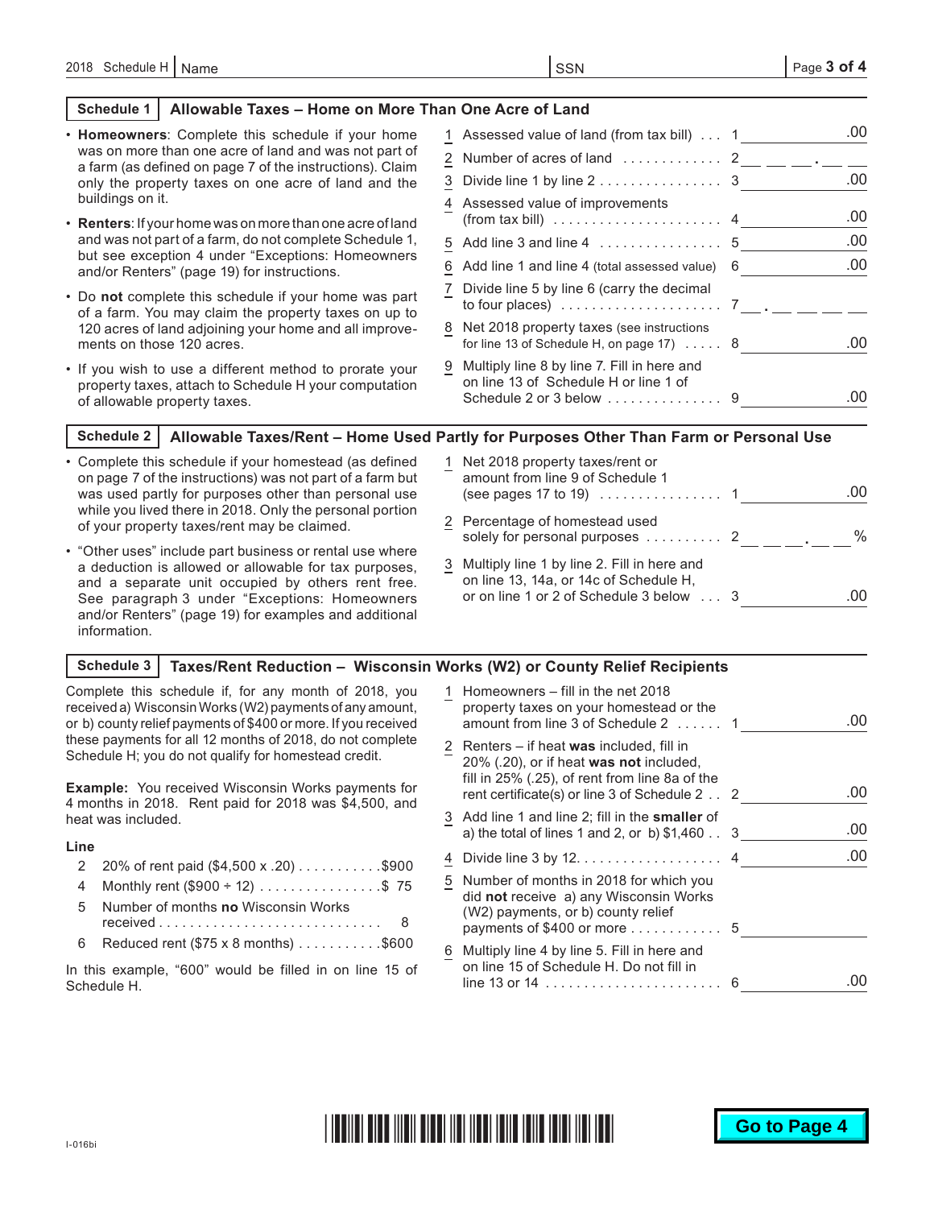2018 Schedule H | Name | SSN

## Schedule 1 — Allowable Taxes – Home on More Than One Acre of Land

- **Homeowners**: Complete this schedule if your home was on more than one acre of land and was not part of a farm (as defined on page 7 of the instructions). Claim only the property taxes on one acre of land and the buildings on it.
- **Renters**: If your home was on more than one acre of land and was not part of a farm, do not complete Schedule 1, but see exception 4 under "Exceptions: Homeowners and/or Renters" (page 19) for instructions.
- Do **not** complete this schedule if your home was part of a farm. You may claim the property taxes on up to 120 acres of land adjoining your home and all improvements on those 120 acres.
- If you wish to use a different method to prorate your property taxes, attach to Schedule H your computation of allowable property taxes.

| Line | Description | | Amount |
|---|---|---|---|
| 1 | Assessed value of land (from tax bill) | 1 | .00 |
| 2 | Number of acres of land | 2 | ___ ___ ___ . ___ ___ |
| 3 | Divide line 1 by line 2 | 3 | .00 |
| 4 | Assessed value of improvements (from tax bill) | 4 | .00 |
| 5 | Add line 3 and line 4 | 5 | .00 |
| 6 | Add line 1 and line 4 (total assessed value) | 6 | .00 |
| 7 | Divide line 5 by line 6 (carry the decimal to four places) | 7 | ___ . ___ ___ ___ ___ |
| 8 | Net 2018 property taxes (see instructions for line 13 of Schedule H, on page 17) | 8 | .00 |
| 9 | Multiply line 8 by line 7. Fill in here and on line 13 of Schedule H or line 1 of Schedule 2 or 3 below | 9 | .00 |

## Schedule 2 — Allowable Taxes/Rent – Home Used Partly for Purposes Other Than Farm or Personal Use

- Complete this schedule if your homestead (as defined on page 7 of the instructions) was not part of a farm but was used partly for purposes other than personal use while you lived there in 2018. Only the personal portion of your property taxes/rent may be claimed.
- "Other uses" include part business or rental use where a deduction is allowed or allowable for tax purposes, and a separate unit occupied by others rent free. See paragraph 3 under "Exceptions: Homeowners and/or Renters" (page 19) for examples and additional information.

| Line | Description | | Amount |
|---|---|---|---|
| 1 | Net 2018 property taxes/rent or amount from line 9 of Schedule 1 (see pages 17 to 19) | 1 | .00 |
| 2 | Percentage of homestead used solely for personal purposes | 2 | ___ ___ ___ . ___ ___ % |
| 3 | Multiply line 1 by line 2. Fill in here and on line 13, 14a, or 14c of Schedule H, or on line 1 or 2 of Schedule 3 below | 3 | .00 |

## Schedule 3 — Taxes/Rent Reduction – Wisconsin Works (W2) or County Relief Recipients

Complete this schedule if, for any month of 2018, you received a) Wisconsin Works (W2) payments of any amount, or b) county relief payments of $400 or more. If you received these payments for all 12 months of 2018, do not complete Schedule H; you do not qualify for homestead credit.

**Example:** You received Wisconsin Works payments for 4 months in 2018. Rent paid for 2018 was $4,500, and heat was included.

**Line**

| Line | Description | Amount |
|---|---|---|
| 2 | 20% of rent paid ($4,500 x .20) | $900 |
| 4 | Monthly rent ($900 ÷ 12) | $ 75 |
| 5 | Number of months **no** Wisconsin Works received | 8 |
| 6 | Reduced rent ($75 x 8 months) | $600 |

In this example, "600" would be filled in on line 15 of Schedule H.

| Line | Description | | Amount |
|---|---|---|---|
| 1 | Homeowners – fill in the net 2018 property taxes on your homestead or the amount from line 3 of Schedule 2 | 1 | .00 |
| 2 | Renters – if heat **was** included, fill in 20% (.20), or if heat **was not** included, fill in 25% (.25), of rent from line 8a of the rent certificate(s) or line 3 of Schedule 2 | 2 | .00 |
| 3 | Add line 1 and line 2; fill in the **smaller** of a) the total of lines 1 and 2, or b) $1,460 | 3 | .00 |
| 4 | Divide line 3 by 12 | 4 | .00 |
| 5 | Number of months in 2018 for which you did **not** receive a) any Wisconsin Works (W2) payments, or b) county relief payments of $400 or more | 5 | |
| 6 | Multiply line 4 by line 5. Fill in here and on line 15 of Schedule H. Do not fill in line 13 or 14 | 6 | .00 |

I-016bi

**Go to Page 4**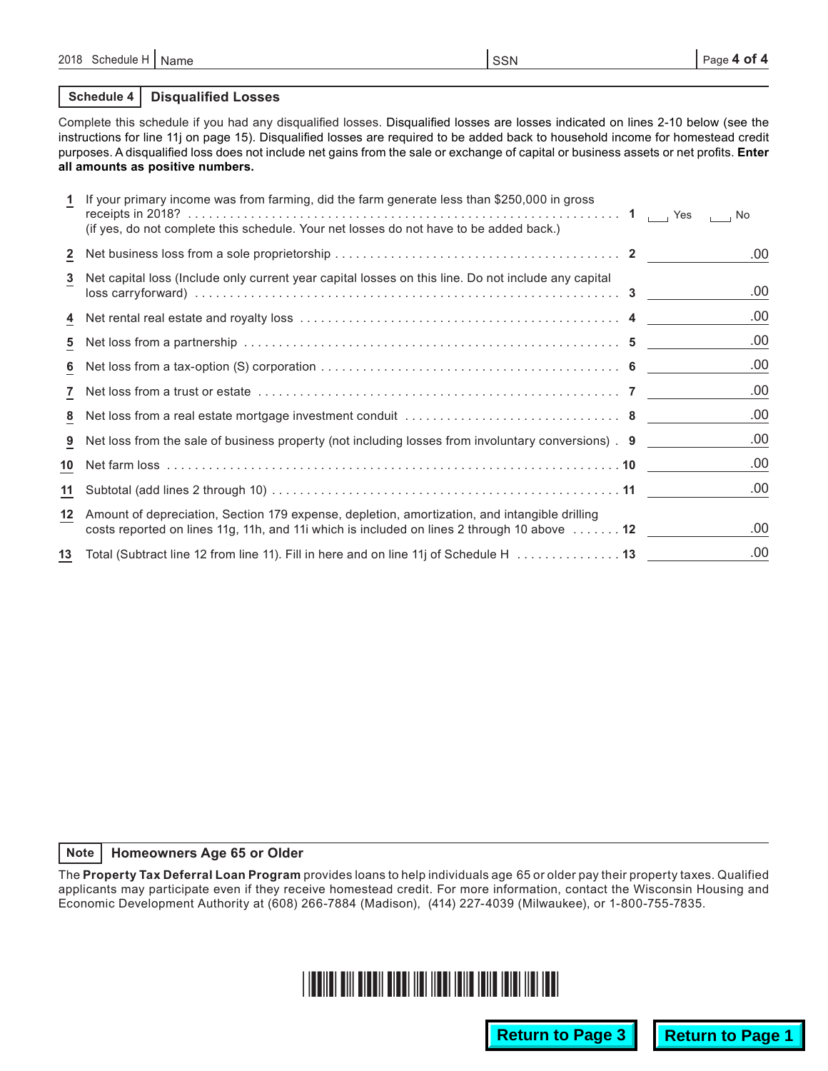2018 Schedule H | Name | SSN

## Schedule 4 Disqualified Losses

Complete this schedule if you had any disqualified losses. Disqualified losses are losses indicated on lines 2-10 below (see the instructions for line 11j on page 15). Disqualified losses are required to be added back to household income for homestead credit purposes. A disqualified loss does not include net gains from the sale or exchange of capital or business assets or net profits. **Enter all amounts as positive numbers.**

| | | | |
|---|---|---|---|
| 1 | If your primary income was from farming, did the farm generate less than $250,000 in gross receipts in 2018? (if yes, do not complete this schedule. Your net losses do not have to be added back.) | 1 | Yes / No |
| 2 | Net business loss from a sole proprietorship | 2 | .00 |
| 3 | Net capital loss (Include only current year capital losses on this line. Do not include any capital loss carryforward) | 3 | .00 |
| 4 | Net rental real estate and royalty loss | 4 | .00 |
| 5 | Net loss from a partnership | 5 | .00 |
| 6 | Net loss from a tax-option (S) corporation | 6 | .00 |
| 7 | Net loss from a trust or estate | 7 | .00 |
| 8 | Net loss from a real estate mortgage investment conduit | 8 | .00 |
| 9 | Net loss from the sale of business property (not including losses from involuntary conversions) | 9 | .00 |
| 10 | Net farm loss | 10 | .00 |
| 11 | Subtotal (add lines 2 through 10) | 11 | .00 |
| 12 | Amount of depreciation, Section 179 expense, depletion, amortization, and intangible drilling costs reported on lines 11g, 11h, and 11i which is included on lines 2 through 10 above | 12 | .00 |
| 13 | Total (Subtract line 12 from line 11). Fill in here and on line 11j of Schedule H | 13 | .00 |

## Note Homeowners Age 65 or Older

The **Property Tax Deferral Loan Program** provides loans to help individuals age 65 or older pay their property taxes. Qualified applicants may participate even if they receive homestead credit. For more information, contact the Wisconsin Housing and Economic Development Authority at (608) 266-7884 (Madison), (414) 227-4039 (Milwaukee), or 1-800-755-7835.

Return to Page 3 | Return to Page 1